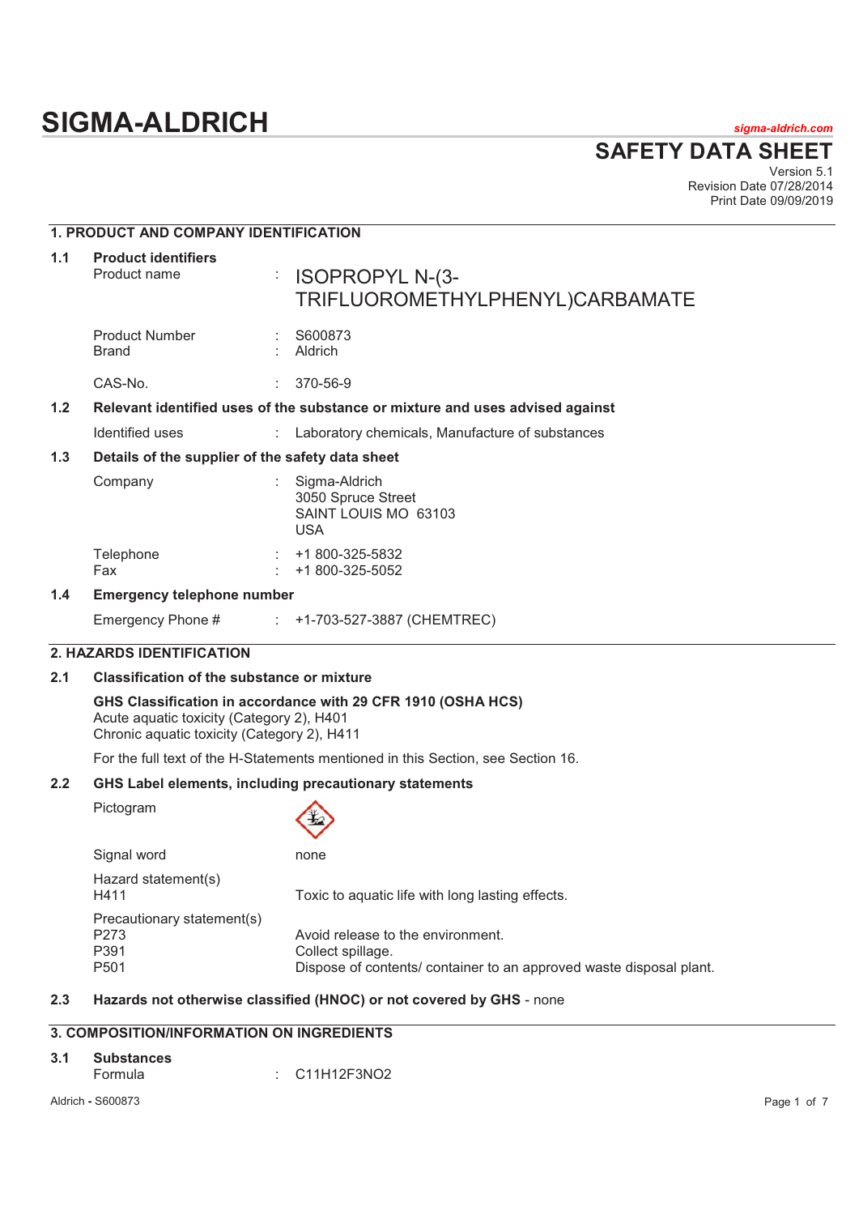# SIGMA-ALDRICH

*sigma-aldrich.com*

## SAFETY DATA SHEET

Version 5.1
Revision Date 07/28/2014
Print Date 09/09/2019

### 1. PRODUCT AND COMPANY IDENTIFICATION

**1.1 Product identifiers**

| | | |
|---|---|---|
| Product name | : | ISOPROPYL N-(3-TRIFLUOROMETHYLPHENYL)CARBAMATE |
| Product Number | : | S600873 |
| Brand | : | Aldrich |
| CAS-No. | : | 370-56-9 |

**1.2 Relevant identified uses of the substance or mixture and uses advised against**

| | | |
|---|---|---|
| Identified uses | : | Laboratory chemicals, Manufacture of substances |

**1.3 Details of the supplier of the safety data sheet**

| | | |
|---|---|---|
| Company | : | Sigma-Aldrich<br>3050 Spruce Street<br>SAINT LOUIS MO 63103<br>USA |
| Telephone | : | +1 800-325-5832 |
| Fax | : | +1 800-325-5052 |

**1.4 Emergency telephone number**

| | | |
|---|---|---|
| Emergency Phone # | : | +1-703-527-3887 (CHEMTREC) |

### 2. HAZARDS IDENTIFICATION

**2.1 Classification of the substance or mixture**

**GHS Classification in accordance with 29 CFR 1910 (OSHA HCS)**
Acute aquatic toxicity (Category 2), H401
Chronic aquatic toxicity (Category 2), H411

For the full text of the H-Statements mentioned in this Section, see Section 16.

**2.2 GHS Label elements, including precautionary statements**

| | |
|---|---|
| Pictogram | |
| Signal word | none |
| Hazard statement(s) | |
| H411 | Toxic to aquatic life with long lasting effects. |
| Precautionary statement(s) | |
| P273 | Avoid release to the environment. |
| P391 | Collect spillage. |
| P501 | Dispose of contents/ container to an approved waste disposal plant. |

**2.3 Hazards not otherwise classified (HNOC) or not covered by GHS** - none

### 3. COMPOSITION/INFORMATION ON INGREDIENTS

**3.1 Substances**

| | | |
|---|---|---|
| Formula | : | $C_{11}H_{12}F_3NO_2$ |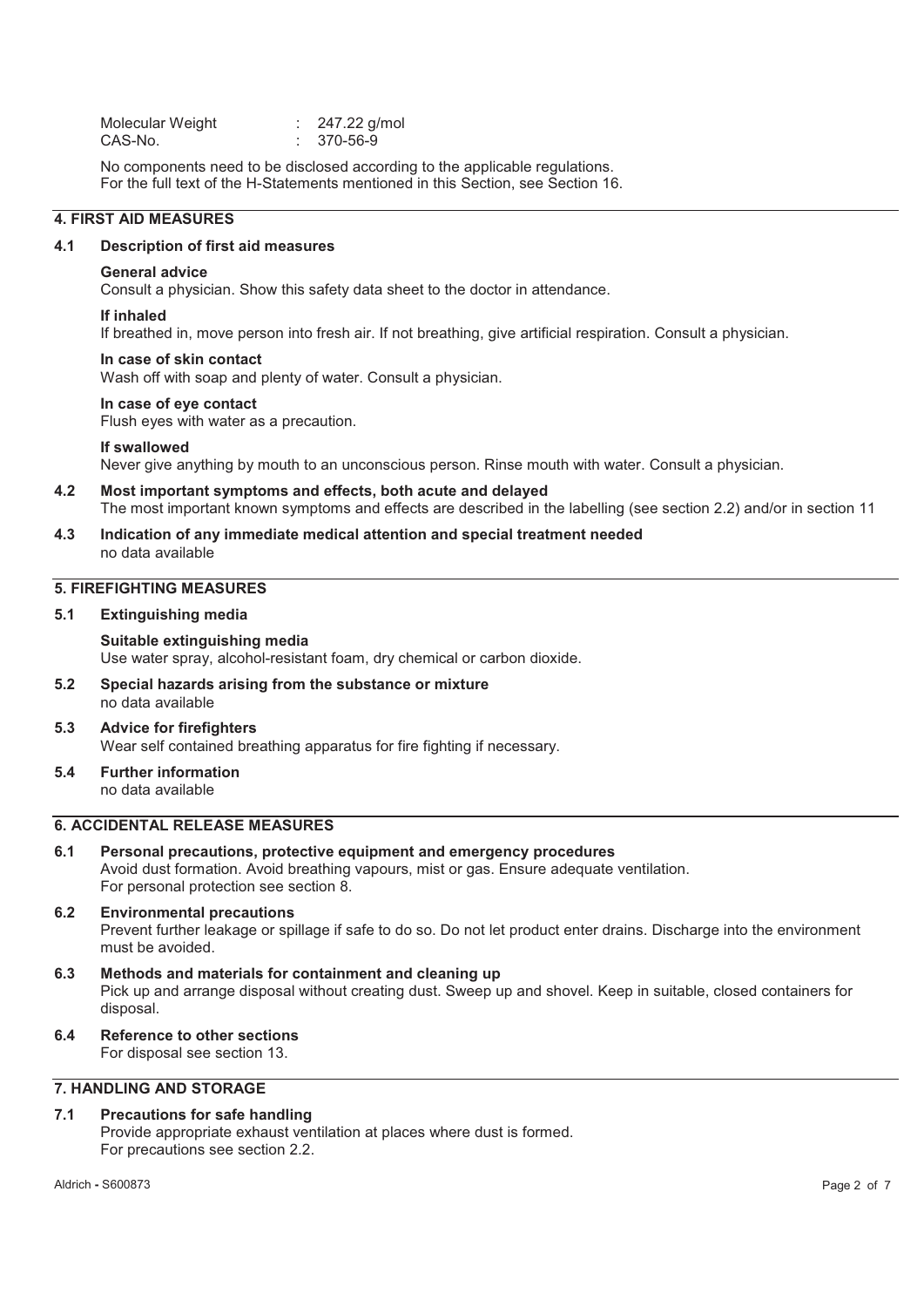| Molecular Weight | : | 247.22 g/mol |
| --- | --- | --- |
| CAS-No. | : | 370-56-9 |

No components need to be disclosed according to the applicable regulations.
For the full text of the H-Statements mentioned in this Section, see Section 16.

## 4. FIRST AID MEASURES

### 4.1 Description of first aid measures

**General advice**
Consult a physician. Show this safety data sheet to the doctor in attendance.

**If inhaled**
If breathed in, move person into fresh air. If not breathing, give artificial respiration. Consult a physician.

**In case of skin contact**
Wash off with soap and plenty of water. Consult a physician.

**In case of eye contact**
Flush eyes with water as a precaution.

**If swallowed**
Never give anything by mouth to an unconscious person. Rinse mouth with water. Consult a physician.

### 4.2 Most important symptoms and effects, both acute and delayed

The most important known symptoms and effects are described in the labelling (see section 2.2) and/or in section 11

### 4.3 Indication of any immediate medical attention and special treatment needed

no data available

## 5. FIREFIGHTING MEASURES

### 5.1 Extinguishing media

**Suitable extinguishing media**
Use water spray, alcohol-resistant foam, dry chemical or carbon dioxide.

### 5.2 Special hazards arising from the substance or mixture

no data available

### 5.3 Advice for firefighters

Wear self contained breathing apparatus for fire fighting if necessary.

### 5.4 Further information

no data available

## 6. ACCIDENTAL RELEASE MEASURES

### 6.1 Personal precautions, protective equipment and emergency procedures

Avoid dust formation. Avoid breathing vapours, mist or gas. Ensure adequate ventilation.
For personal protection see section 8.

### 6.2 Environmental precautions

Prevent further leakage or spillage if safe to do so. Do not let product enter drains. Discharge into the environment must be avoided.

### 6.3 Methods and materials for containment and cleaning up

Pick up and arrange disposal without creating dust. Sweep up and shovel. Keep in suitable, closed containers for disposal.

### 6.4 Reference to other sections

For disposal see section 13.

## 7. HANDLING AND STORAGE

### 7.1 Precautions for safe handling

Provide appropriate exhaust ventilation at places where dust is formed.
For precautions see section 2.2.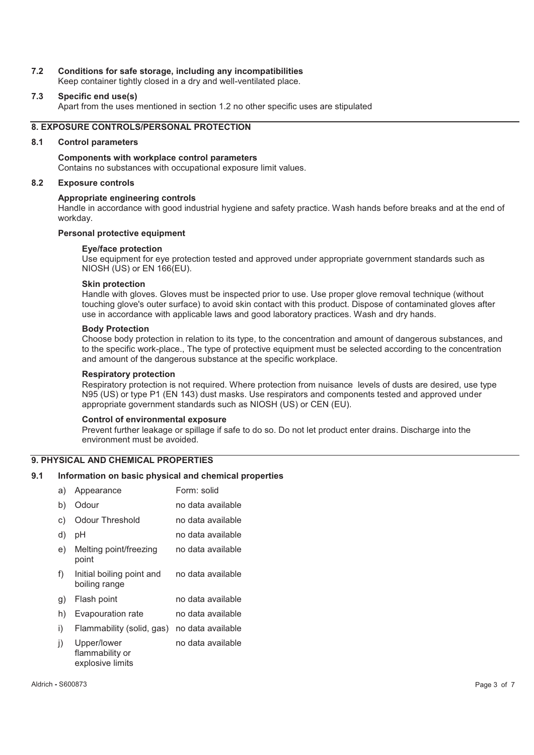### 7.2 Conditions for safe storage, including any incompatibilities

Keep container tightly closed in a dry and well-ventilated place.

### 7.3 Specific end use(s)

Apart from the uses mentioned in section 1.2 no other specific uses are stipulated

## 8. EXPOSURE CONTROLS/PERSONAL PROTECTION

### 8.1 Control parameters

**Components with workplace control parameters**

Contains no substances with occupational exposure limit values.

### 8.2 Exposure controls

**Appropriate engineering controls**

Handle in accordance with good industrial hygiene and safety practice. Wash hands before breaks and at the end of workday.

**Personal protective equipment**

**Eye/face protection**

Use equipment for eye protection tested and approved under appropriate government standards such as NIOSH (US) or EN 166(EU).

**Skin protection**

Handle with gloves. Gloves must be inspected prior to use. Use proper glove removal technique (without touching glove's outer surface) to avoid skin contact with this product. Dispose of contaminated gloves after use in accordance with applicable laws and good laboratory practices. Wash and dry hands.

**Body Protection**

Choose body protection in relation to its type, to the concentration and amount of dangerous substances, and to the specific work-place., The type of protective equipment must be selected according to the concentration and amount of the dangerous substance at the specific workplace.

**Respiratory protection**

Respiratory protection is not required. Where protection from nuisance levels of dusts are desired, use type N95 (US) or type P1 (EN 143) dust masks. Use respirators and components tested and approved under appropriate government standards such as NIOSH (US) or CEN (EU).

**Control of environmental exposure**

Prevent further leakage or spillage if safe to do so. Do not let product enter drains. Discharge into the environment must be avoided.

## 9. PHYSICAL AND CHEMICAL PROPERTIES

### 9.1 Information on basic physical and chemical properties

| | Property | Value |
|---|---|---|
| a) | Appearance | Form: solid |
| b) | Odour | no data available |
| c) | Odour Threshold | no data available |
| d) | pH | no data available |
| e) | Melting point/freezing point | no data available |
| f) | Initial boiling point and boiling range | no data available |
| g) | Flash point | no data available |
| h) | Evapouration rate | no data available |
| i) | Flammability (solid, gas) | no data available |
| j) | Upper/lower flammability or explosive limits | no data available |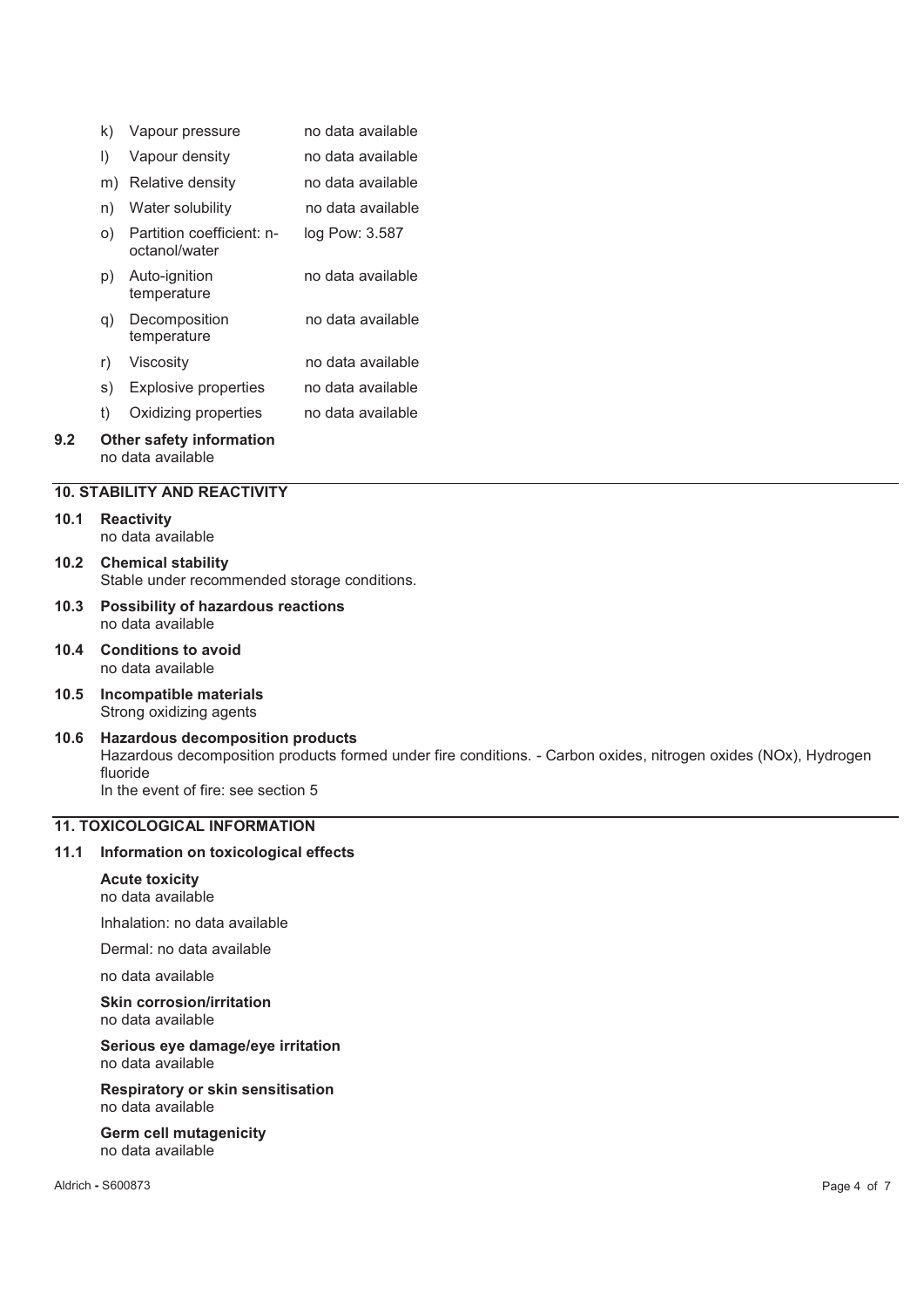| | | |
|---|---|---|
| k) | Vapour pressure | no data available |
| l) | Vapour density | no data available |
| m) | Relative density | no data available |
| n) | Water solubility | no data available |
| o) | Partition coefficient: n-octanol/water | log Pow: 3.587 |
| p) | Auto-ignition temperature | no data available |
| q) | Decomposition temperature | no data available |
| r) | Viscosity | no data available |
| s) | Explosive properties | no data available |
| t) | Oxidizing properties | no data available |

**9.2 Other safety information**
no data available

## 10. STABILITY AND REACTIVITY

**10.1 Reactivity**
no data available

**10.2 Chemical stability**
Stable under recommended storage conditions.

**10.3 Possibility of hazardous reactions**
no data available

**10.4 Conditions to avoid**
no data available

**10.5 Incompatible materials**
Strong oxidizing agents

**10.6 Hazardous decomposition products**
Hazardous decomposition products formed under fire conditions. - Carbon oxides, nitrogen oxides (NOx), Hydrogen fluoride
In the event of fire: see section 5

## 11. TOXICOLOGICAL INFORMATION

**11.1 Information on toxicological effects**

**Acute toxicity**
no data available

Inhalation: no data available

Dermal: no data available

no data available

**Skin corrosion/irritation**
no data available

**Serious eye damage/eye irritation**
no data available

**Respiratory or skin sensitisation**
no data available

**Germ cell mutagenicity**
no data available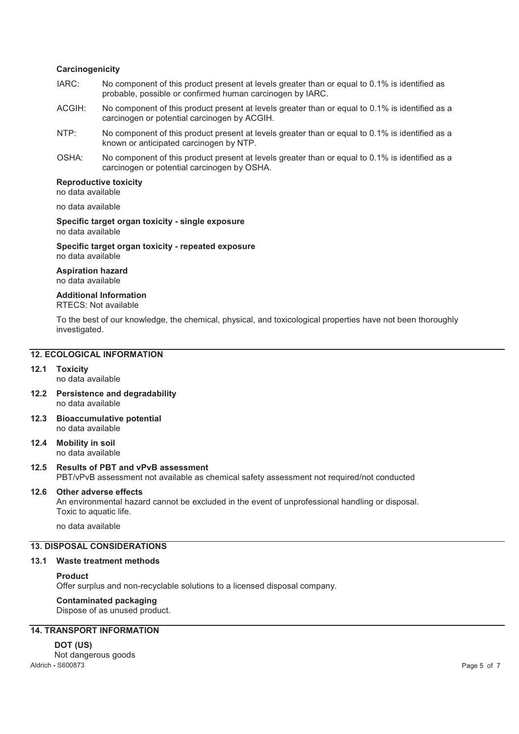**Carcinogenicity**

IARC: No component of this product present at levels greater than or equal to 0.1% is identified as probable, possible or confirmed human carcinogen by IARC.

ACGIH: No component of this product present at levels greater than or equal to 0.1% is identified as a carcinogen or potential carcinogen by ACGIH.

NTP: No component of this product present at levels greater than or equal to 0.1% is identified as a known or anticipated carcinogen by NTP.

OSHA: No component of this product present at levels greater than or equal to 0.1% is identified as a carcinogen or potential carcinogen by OSHA.

**Reproductive toxicity**
no data available

no data available

**Specific target organ toxicity - single exposure**
no data available

**Specific target organ toxicity - repeated exposure**
no data available

**Aspiration hazard**
no data available

**Additional Information**
RTECS: Not available

To the best of our knowledge, the chemical, physical, and toxicological properties have not been thoroughly investigated.

## 12. ECOLOGICAL INFORMATION

### 12.1 Toxicity
no data available

### 12.2 Persistence and degradability
no data available

### 12.3 Bioaccumulative potential
no data available

### 12.4 Mobility in soil
no data available

### 12.5 Results of PBT and vPvB assessment
PBT/vPvB assessment not available as chemical safety assessment not required/not conducted

### 12.6 Other adverse effects
An environmental hazard cannot be excluded in the event of unprofessional handling or disposal.
Toxic to aquatic life.

no data available

## 13. DISPOSAL CONSIDERATIONS

### 13.1 Waste treatment methods

**Product**
Offer surplus and non-recyclable solutions to a licensed disposal company.

**Contaminated packaging**
Dispose of as unused product.

## 14. TRANSPORT INFORMATION

**DOT (US)**
Not dangerous goods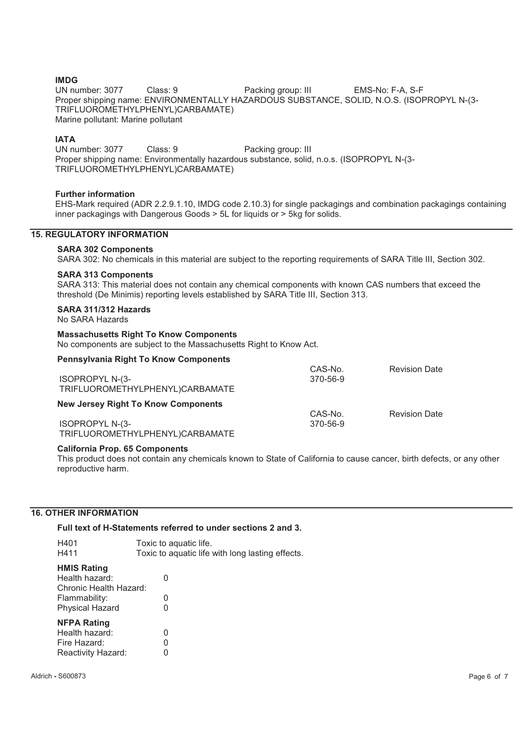**IMDG**

UN number: 3077 Class: 9 Packing group: III EMS-No: F-A, S-F

Proper shipping name: ENVIRONMENTALLY HAZARDOUS SUBSTANCE, SOLID, N.O.S. (ISOPROPYL N-(3-TRIFLUOROMETHYLPHENYL)CARBAMATE)

Marine pollutant: Marine pollutant

**IATA**

UN number: 3077 Class: 9 Packing group: III

Proper shipping name: Environmentally hazardous substance, solid, n.o.s. (ISOPROPYL N-(3-TRIFLUOROMETHYLPHENYL)CARBAMATE)

**Further information**

EHS-Mark required (ADR 2.2.9.1.10, IMDG code 2.10.3) for single packagings and combination packagings containing inner packagings with Dangerous Goods > 5L for liquids or > 5kg for solids.

## 15. REGULATORY INFORMATION

**SARA 302 Components**

SARA 302: No chemicals in this material are subject to the reporting requirements of SARA Title III, Section 302.

**SARA 313 Components**

SARA 313: This material does not contain any chemical components with known CAS numbers that exceed the threshold (De Minimis) reporting levels established by SARA Title III, Section 313.

**SARA 311/312 Hazards**

No SARA Hazards

**Massachusetts Right To Know Components**

No components are subject to the Massachusetts Right to Know Act.

**Pennsylvania Right To Know Components**

| | CAS-No. | Revision Date |
|---|---|---|
| ISOPROPYL N-(3-TRIFLUOROMETHYLPHENYL)CARBAMATE | 370-56-9 | |

**New Jersey Right To Know Components**

| | CAS-No. | Revision Date |
|---|---|---|
| ISOPROPYL N-(3-TRIFLUOROMETHYLPHENYL)CARBAMATE | 370-56-9 | |

**California Prop. 65 Components**

This product does not contain any chemicals known to State of California to cause cancer, birth defects, or any other reproductive harm.

## 16. OTHER INFORMATION

**Full text of H-Statements referred to under sections 2 and 3.**

| | |
|---|---|
| H401 | Toxic to aquatic life. |
| H411 | Toxic to aquatic life with long lasting effects. |

**HMIS Rating**

| | |
|---|---|
| Health hazard: | 0 |
| Chronic Health Hazard: | |
| Flammability: | 0 |
| Physical Hazard | 0 |

**NFPA Rating**

| | |
|---|---|
| Health hazard: | 0 |
| Fire Hazard: | 0 |
| Reactivity Hazard: | 0 |

Aldrich - S600873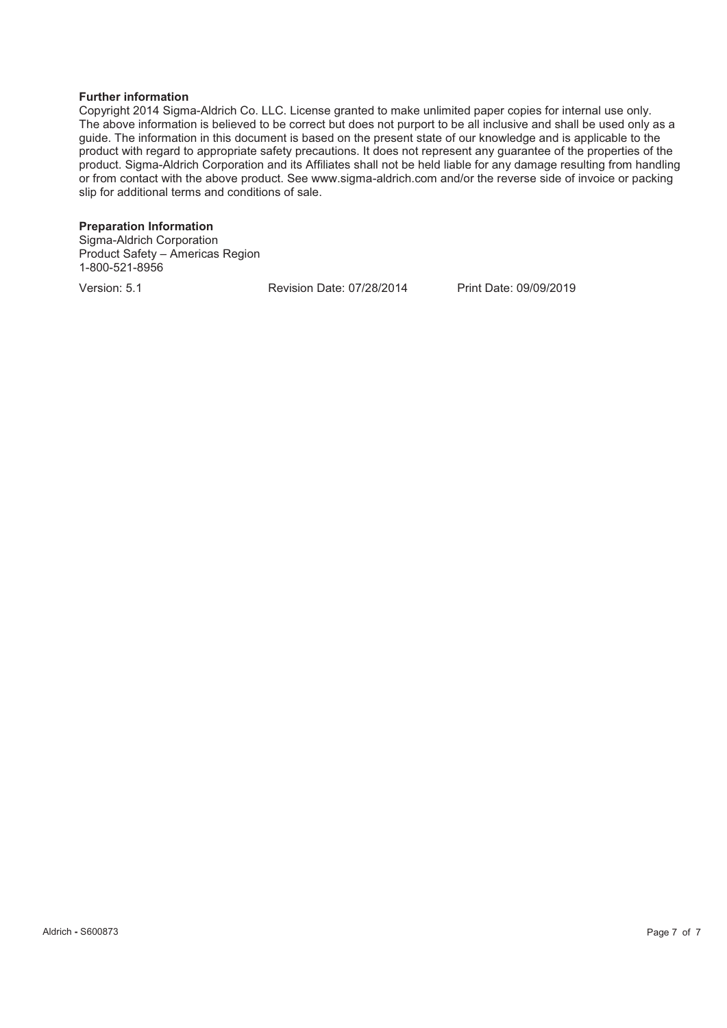**Further information**

Copyright 2014 Sigma-Aldrich Co. LLC. License granted to make unlimited paper copies for internal use only.
The above information is believed to be correct but does not purport to be all inclusive and shall be used only as a guide. The information in this document is based on the present state of our knowledge and is applicable to the product with regard to appropriate safety precautions. It does not represent any guarantee of the properties of the product. Sigma-Aldrich Corporation and its Affiliates shall not be held liable for any damage resulting from handling or from contact with the above product. See www.sigma-aldrich.com and/or the reverse side of invoice or packing slip for additional terms and conditions of sale.

**Preparation Information**

Sigma-Aldrich Corporation
Product Safety – Americas Region
1-800-521-8956

Version: 5.1 Revision Date: 07/28/2014 Print Date: 09/09/2019